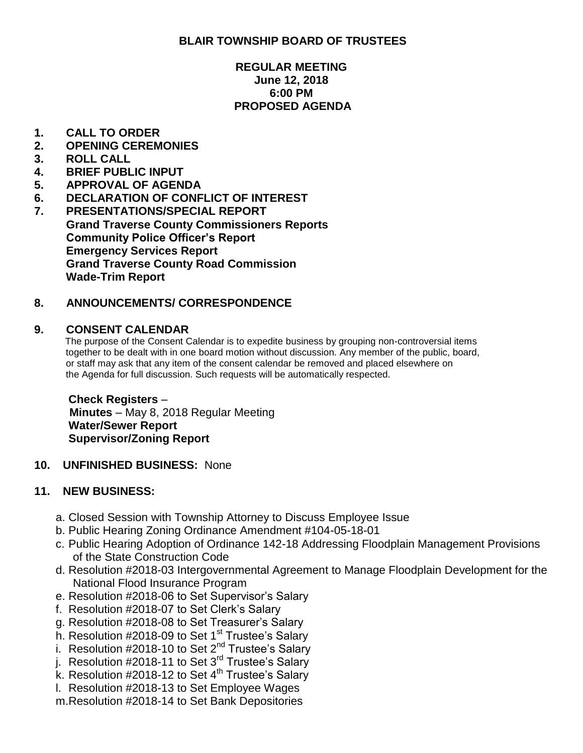# BLAIR TOWNSHIP BOARD OF TRUSTEES

## REGULAR MEETING
**June 12, 2018**
**6:00 PM**
**PROPOSED AGENDA**

1. **CALL TO ORDER**
2. **OPENING CEREMONIES**
3. **ROLL CALL**
4. **BRIEF PUBLIC INPUT**
5. **APPROVAL OF AGENDA**
6. **DECLARATION OF CONFLICT OF INTEREST**
7. **PRESENTATIONS/SPECIAL REPORT**
   **Grand Traverse County Commissioners Reports**
   **Community Police Officer's Report**
   **Emergency Services Report**
   **Grand Traverse County Road Commission**
   **Wade-Trim Report**

8. **ANNOUNCEMENTS/ CORRESPONDENCE**

9. **CONSENT CALENDAR**

   The purpose of the Consent Calendar is to expedite business by grouping non-controversial items together to be dealt with in one board motion without discussion. Any member of the public, board, or staff may ask that any item of the consent calendar be removed and placed elsewhere on the Agenda for full discussion. Such requests will be automatically respected.

   **Check Registers** –
   **Minutes** – May 8, 2018 Regular Meeting
   **Water/Sewer Report**
   **Supervisor/Zoning Report**

10. **UNFINISHED BUSINESS:** None

11. **NEW BUSINESS:**

    a. Closed Session with Township Attorney to Discuss Employee Issue
    b. Public Hearing Zoning Ordinance Amendment #104-05-18-01
    c. Public Hearing Adoption of Ordinance 142-18 Addressing Floodplain Management Provisions of the State Construction Code
    d. Resolution #2018-03 Intergovernmental Agreement to Manage Floodplain Development for the National Flood Insurance Program
    e. Resolution #2018-06 to Set Supervisor's Salary
    f. Resolution #2018-07 to Set Clerk's Salary
    g. Resolution #2018-08 to Set Treasurer's Salary
    h. Resolution #2018-09 to Set 1st Trustee's Salary
    i. Resolution #2018-10 to Set 2nd Trustee's Salary
    j. Resolution #2018-11 to Set 3rd Trustee's Salary
    k. Resolution #2018-12 to Set 4th Trustee's Salary
    l. Resolution #2018-13 to Set Employee Wages
    m. Resolution #2018-14 to Set Bank Depositories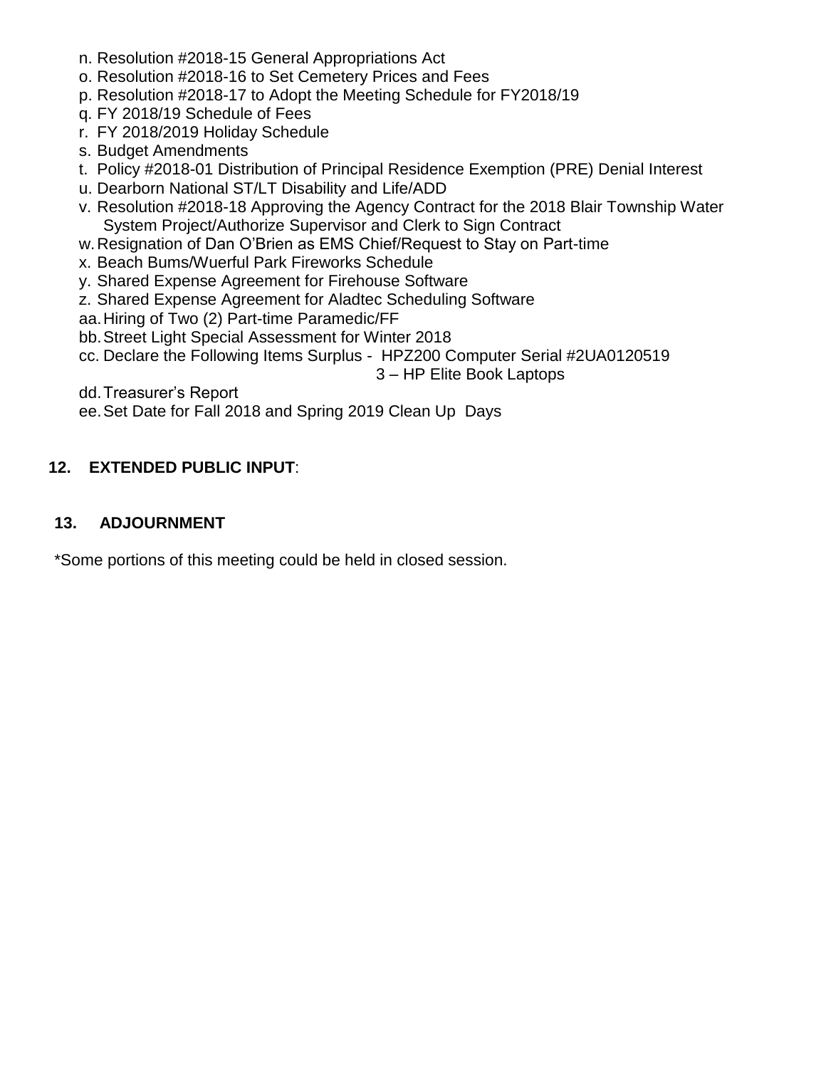n. Resolution #2018-15 General Appropriations Act
o. Resolution #2018-16 to Set Cemetery Prices and Fees
p. Resolution #2018-17 to Adopt the Meeting Schedule for FY2018/19
q. FY 2018/19 Schedule of Fees
r. FY 2018/2019 Holiday Schedule
s. Budget Amendments
t. Policy #2018-01 Distribution of Principal Residence Exemption (PRE) Denial Interest
u. Dearborn National ST/LT Disability and Life/ADD
v. Resolution #2018-18 Approving the Agency Contract for the 2018 Blair Township Water System Project/Authorize Supervisor and Clerk to Sign Contract
w. Resignation of Dan O'Brien as EMS Chief/Request to Stay on Part-time
x. Beach Bums/Wuerful Park Fireworks Schedule
y. Shared Expense Agreement for Firehouse Software
z. Shared Expense Agreement for Aladtec Scheduling Software
aa. Hiring of Two (2) Part-time Paramedic/FF
bb. Street Light Special Assessment for Winter 2018
cc. Declare the Following Items Surplus - HPZ200 Computer Serial #2UA0120519
3 – HP Elite Book Laptops
dd. Treasurer's Report
ee. Set Date for Fall 2018 and Spring 2019 Clean Up Days

**12. EXTENDED PUBLIC INPUT**:

**13. ADJOURNMENT**

*Some portions of this meeting could be held in closed session.